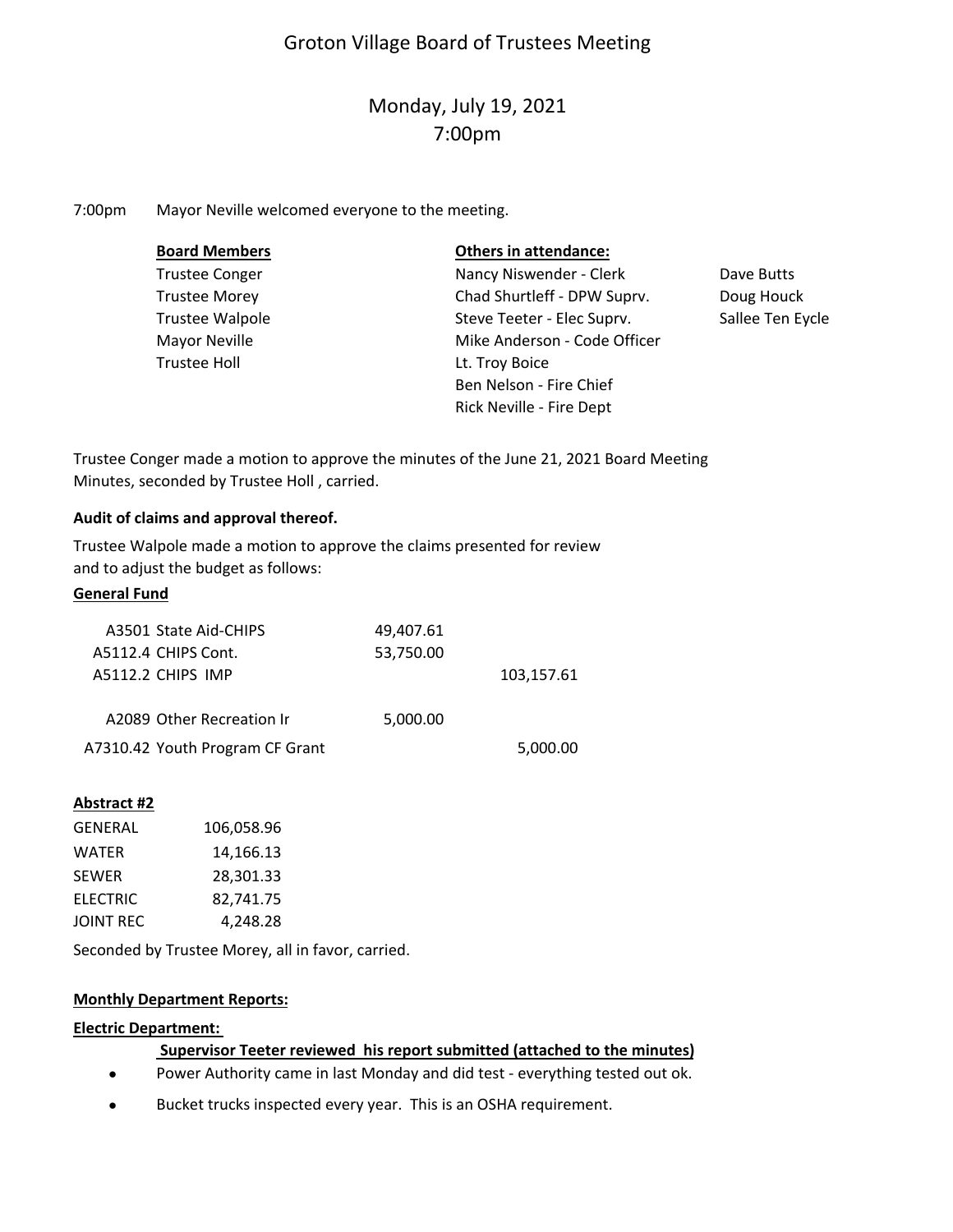# Groton Village Board of Trustees Meeting

## Monday, July 19, 2021
## 7:00pm

7:00pm Mayor Neville welcomed everyone to the meeting.

| **Board Members** | **Others in attendance:** | |
|---|---|---|
| Trustee Conger | Nancy Niswender - Clerk | Dave Butts |
| Trustee Morey | Chad Shurtleff - DPW Suprv. | Doug Houck |
| Trustee Walpole | Steve Teeter - Elec Suprv. | Sallee Ten Eycle |
| Mayor Neville | Mike Anderson - Code Officer | |
| Trustee Holl | Lt. Troy Boice | |
| | Ben Nelson - Fire Chief | |
| | Rick Neville - Fire Dept | |

Trustee Conger made a motion to approve the minutes of the June 21, 2021 Board Meeting Minutes, seconded by Trustee Holl , carried.

**Audit of claims and approval thereof.**

Trustee Walpole made a motion to approve the claims presented for review and to adjust the budget as follows:

**General Fund**

| | | |
|---|---|---|
| A3501 State Aid-CHIPS | 49,407.61 | |
| A5112.4 CHIPS Cont. | 53,750.00 | |
| A5112.2 CHIPS IMP | | 103,157.61 |
| A2089 Other Recreation Ir | 5,000.00 | |
| A7310.42 Youth Program CF Grant | | 5,000.00 |

**Abstract #2**

| | |
|---|---|
| GENERAL | 106,058.96 |
| WATER | 14,166.13 |
| SEWER | 28,301.33 |
| ELECTRIC | 82,741.75 |
| JOINT REC | 4,248.28 |

Seconded by Trustee Morey, all in favor, carried.

**Monthly Department Reports:**

**Electric Department:**

**Supervisor Teeter reviewed his report submitted (attached to the minutes)**

- Power Authority came in last Monday and did test - everything tested out ok.
- Bucket trucks inspected every year. This is an OSHA requirement.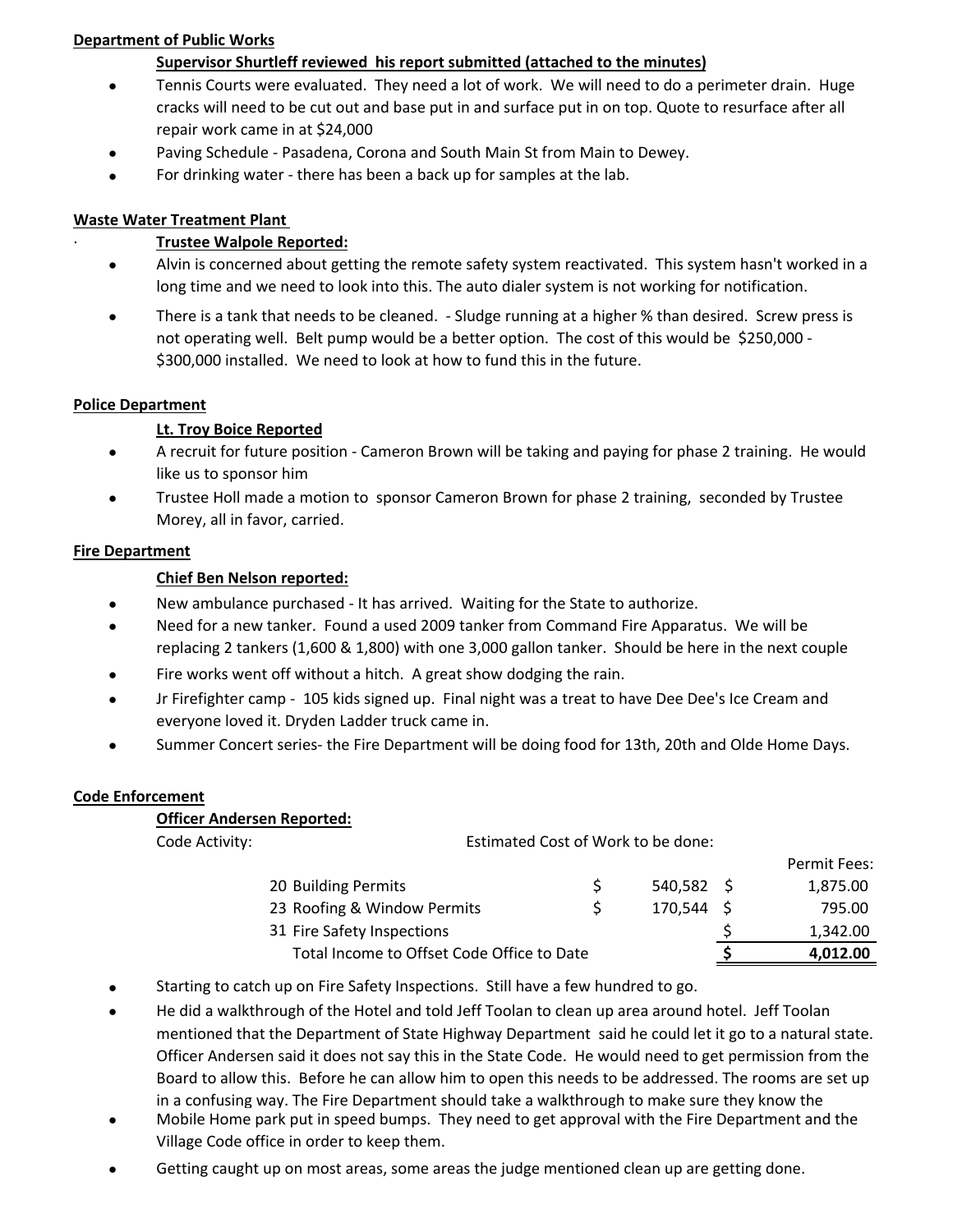**Department of Public Works**

**Supervisor Shurtleff reviewed his report submitted (attached to the minutes)**

- Tennis Courts were evaluated. They need a lot of work. We will need to do a perimeter drain. Huge cracks will need to be cut out and base put in and surface put in on top. Quote to resurface after all repair work came in at $24,000
- Paving Schedule - Pasadena, Corona and South Main St from Main to Dewey.
- For drinking water - there has been a back up for samples at the lab.

**Waste Water Treatment Plant**

**Trustee Walpole Reported:**

- Alvin is concerned about getting the remote safety system reactivated. This system hasn't worked in a long time and we need to look into this. The auto dialer system is not working for notification.
- There is a tank that needs to be cleaned. - Sludge running at a higher % than desired. Screw press is not operating well. Belt pump would be a better option. The cost of this would be $250,000 - $300,000 installed. We need to look at how to fund this in the future.

**Police Department**

**Lt. Troy Boice Reported**

- A recruit for future position - Cameron Brown will be taking and paying for phase 2 training. He would like us to sponsor him
- Trustee Holl made a motion to sponsor Cameron Brown for phase 2 training, seconded by Trustee Morey, all in favor, carried.

**Fire Department**

**Chief Ben Nelson reported:**

- New ambulance purchased - It has arrived. Waiting for the State to authorize.
- Need for a new tanker. Found a used 2009 tanker from Command Fire Apparatus. We will be replacing 2 tankers (1,600 & 1,800) with one 3,000 gallon tanker. Should be here in the next couple
- Fire works went off without a hitch. A great show dodging the rain.
- Jr Firefighter camp - 105 kids signed up. Final night was a treat to have Dee Dee's Ice Cream and everyone loved it. Dryden Ladder truck came in.
- Summer Concert series- the Fire Department will be doing food for 13th, 20th and Olde Home Days.

**Code Enforcement**

**Officer Andersen Reported:**

| Code Activity: | Estimated Cost of Work to be done: | Permit Fees: |
|---|---|---|
| 20 Building Permits | $ 540,582 | $ 1,875.00 |
| 23 Roofing & Window Permits | $ 170,544 | $ 795.00 |
| 31 Fire Safety Inspections | | $ 1,342.00 |
| Total Income to Offset Code Office to Date | | **$ 4,012.00** |

- Starting to catch up on Fire Safety Inspections. Still have a few hundred to go.
- He did a walkthrough of the Hotel and told Jeff Toolan to clean up area around hotel. Jeff Toolan mentioned that the Department of State Highway Department said he could let it go to a natural state. Officer Andersen said it does not say this in the State Code. He would need to get permission from the Board to allow this. Before he can allow him to open this needs to be addressed. The rooms are set up in a confusing way. The Fire Department should take a walkthrough to make sure they know the
- Mobile Home park put in speed bumps. They need to get approval with the Fire Department and the Village Code office in order to keep them.
- Getting caught up on most areas, some areas the judge mentioned clean up are getting done.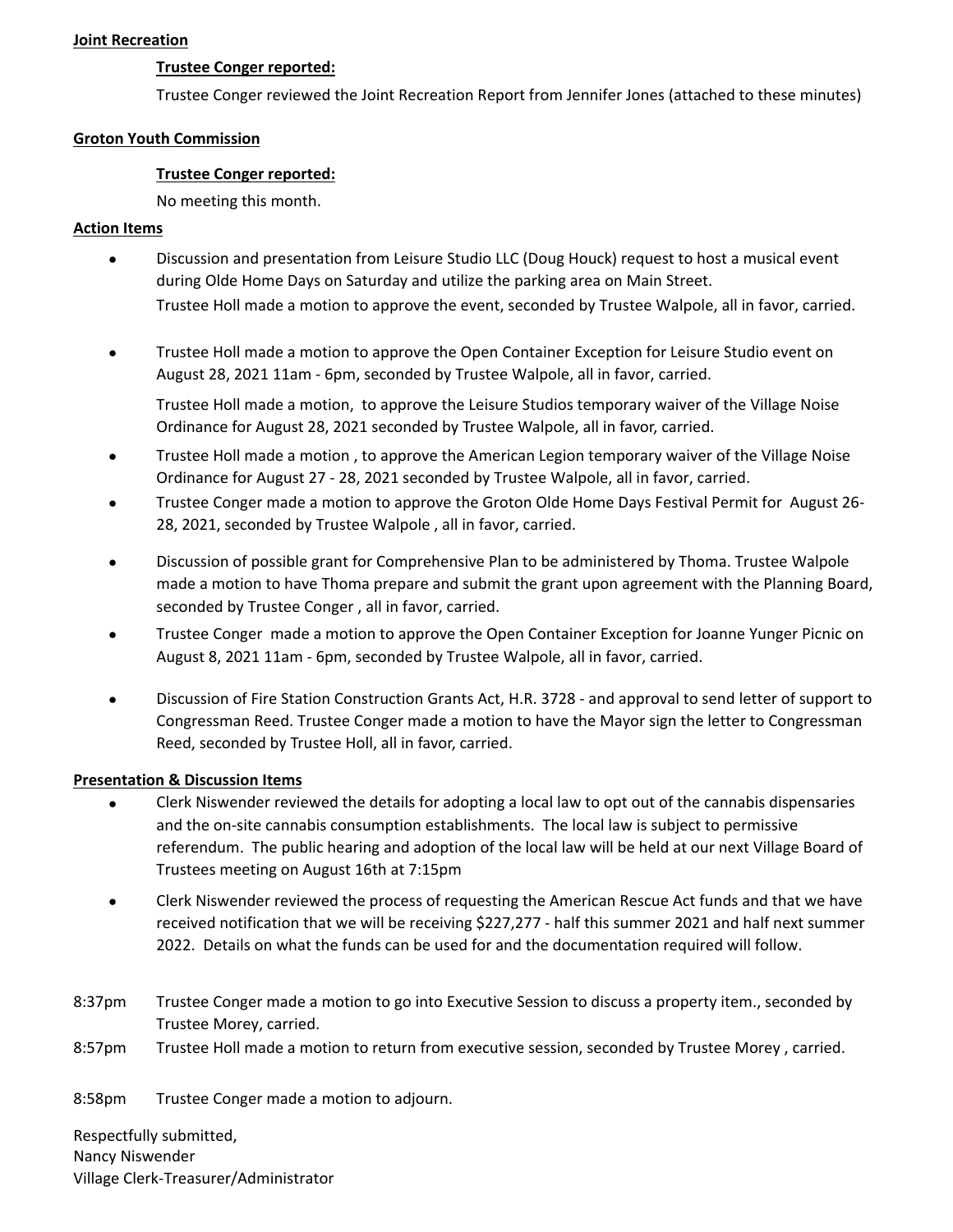**Joint Recreation**

**Trustee Conger reported:**

Trustee Conger reviewed the Joint Recreation Report from Jennifer Jones (attached to these minutes)

**Groton Youth Commission**

**Trustee Conger reported:**

No meeting this month.

**Action Items**

- Discussion and presentation from Leisure Studio LLC (Doug Houck) request to host a musical event during Olde Home Days on Saturday and utilize the parking area on Main Street. Trustee Holl made a motion to approve the event, seconded by Trustee Walpole, all in favor, carried.
- Trustee Holl made a motion to approve the Open Container Exception for Leisure Studio event on August 28, 2021 11am - 6pm, seconded by Trustee Walpole, all in favor, carried.

  Trustee Holl made a motion, to approve the Leisure Studios temporary waiver of the Village Noise Ordinance for August 28, 2021 seconded by Trustee Walpole, all in favor, carried.
- Trustee Holl made a motion , to approve the American Legion temporary waiver of the Village Noise Ordinance for August 27 - 28, 2021 seconded by Trustee Walpole, all in favor, carried.
- Trustee Conger made a motion to approve the Groton Olde Home Days Festival Permit for August 26-28, 2021, seconded by Trustee Walpole , all in favor, carried.
- Discussion of possible grant for Comprehensive Plan to be administered by Thoma. Trustee Walpole made a motion to have Thoma prepare and submit the grant upon agreement with the Planning Board, seconded by Trustee Conger , all in favor, carried.
- Trustee Conger made a motion to approve the Open Container Exception for Joanne Yunger Picnic on August 8, 2021 11am - 6pm, seconded by Trustee Walpole, all in favor, carried.
- Discussion of Fire Station Construction Grants Act, H.R. 3728 - and approval to send letter of support to Congressman Reed. Trustee Conger made a motion to have the Mayor sign the letter to Congressman Reed, seconded by Trustee Holl, all in favor, carried.

**Presentation & Discussion Items**

- Clerk Niswender reviewed the details for adopting a local law to opt out of the cannabis dispensaries and the on-site cannabis consumption establishments. The local law is subject to permissive referendum. The public hearing and adoption of the local law will be held at our next Village Board of Trustees meeting on August 16th at 7:15pm
- Clerk Niswender reviewed the process of requesting the American Rescue Act funds and that we have received notification that we will be receiving $227,277 - half this summer 2021 and half next summer 2022. Details on what the funds can be used for and the documentation required will follow.

8:37pm Trustee Conger made a motion to go into Executive Session to discuss a property item., seconded by Trustee Morey, carried.

8:57pm Trustee Holl made a motion to return from executive session, seconded by Trustee Morey , carried.

8:58pm Trustee Conger made a motion to adjourn.

Respectfully submitted,
Nancy Niswender
Village Clerk-Treasurer/Administrator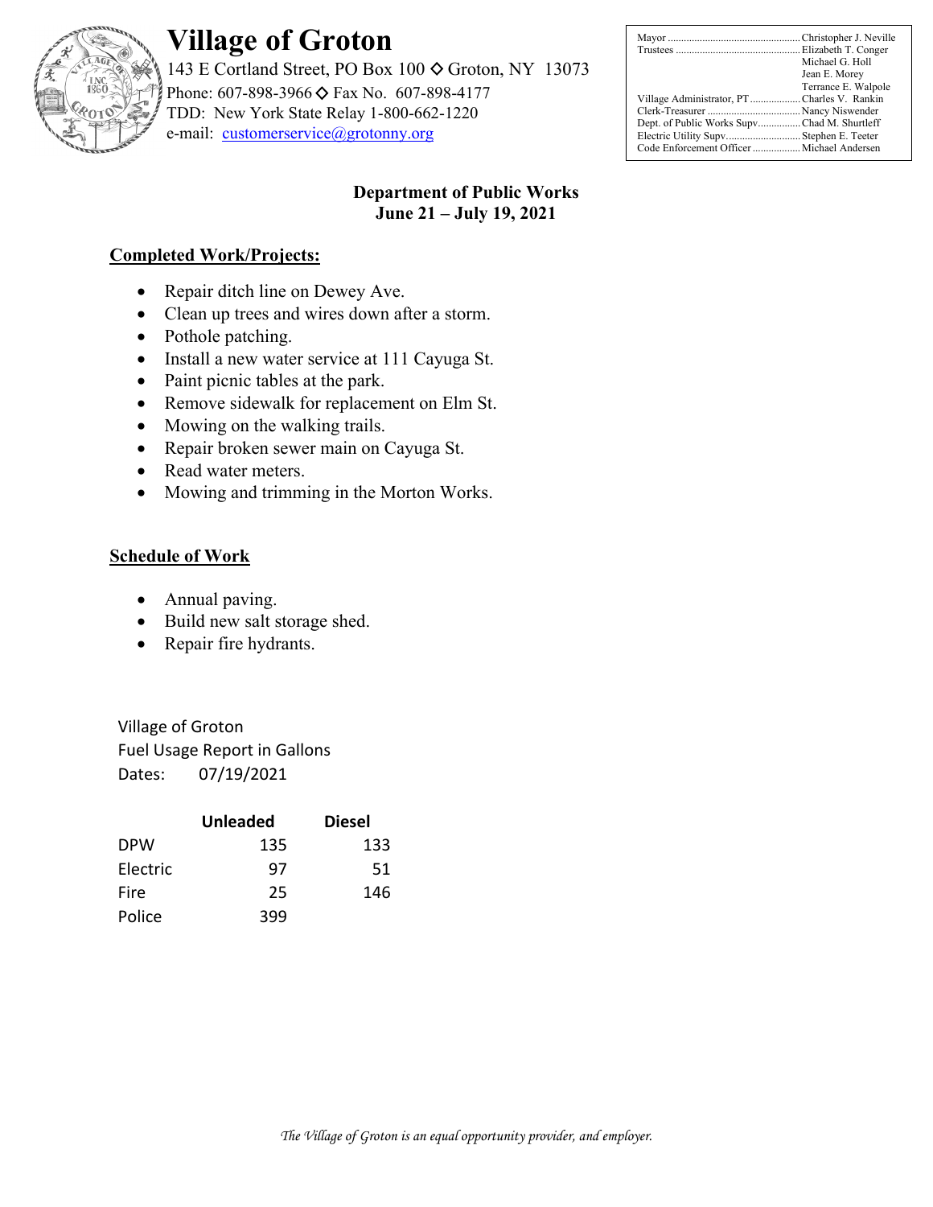# Village of Groton

143 E Cortland Street, PO Box 100 ◇ Groton, NY 13073
Phone: 607-898-3966 ◇ Fax No. 607-898-4177
TDD: New York State Relay 1-800-662-1220
e-mail: customerservice@grotonny.org

| | |
|---|---|
| Mayor | Christopher J. Neville |
| Trustees | Elizabeth T. Conger |
| | Michael G. Holl |
| | Jean E. Morey |
| | Terrance E. Walpole |
| Village Administrator, PT | Charles V. Rankin |
| Clerk-Treasurer | Nancy Niswender |
| Dept. of Public Works Supv | Chad M. Shurtleff |
| Electric Utility Supv | Stephen E. Teeter |
| Code Enforcement Officer | Michael Andersen |

## Department of Public Works
## June 21 – July 19, 2021

### Completed Work/Projects:

- Repair ditch line on Dewey Ave.
- Clean up trees and wires down after a storm.
- Pothole patching.
- Install a new water service at 111 Cayuga St.
- Paint picnic tables at the park.
- Remove sidewalk for replacement on Elm St.
- Mowing on the walking trails.
- Repair broken sewer main on Cayuga St.
- Read water meters.
- Mowing and trimming in the Morton Works.

### Schedule of Work

- Annual paving.
- Build new salt storage shed.
- Repair fire hydrants.

Village of Groton
Fuel Usage Report in Gallons
Dates: 07/19/2021

| | Unleaded | Diesel |
|---|---|---|
| DPW | 135 | 133 |
| Electric | 97 | 51 |
| Fire | 25 | 146 |
| Police | 399 | |

*The Village of Groton is an equal opportunity provider, and employer.*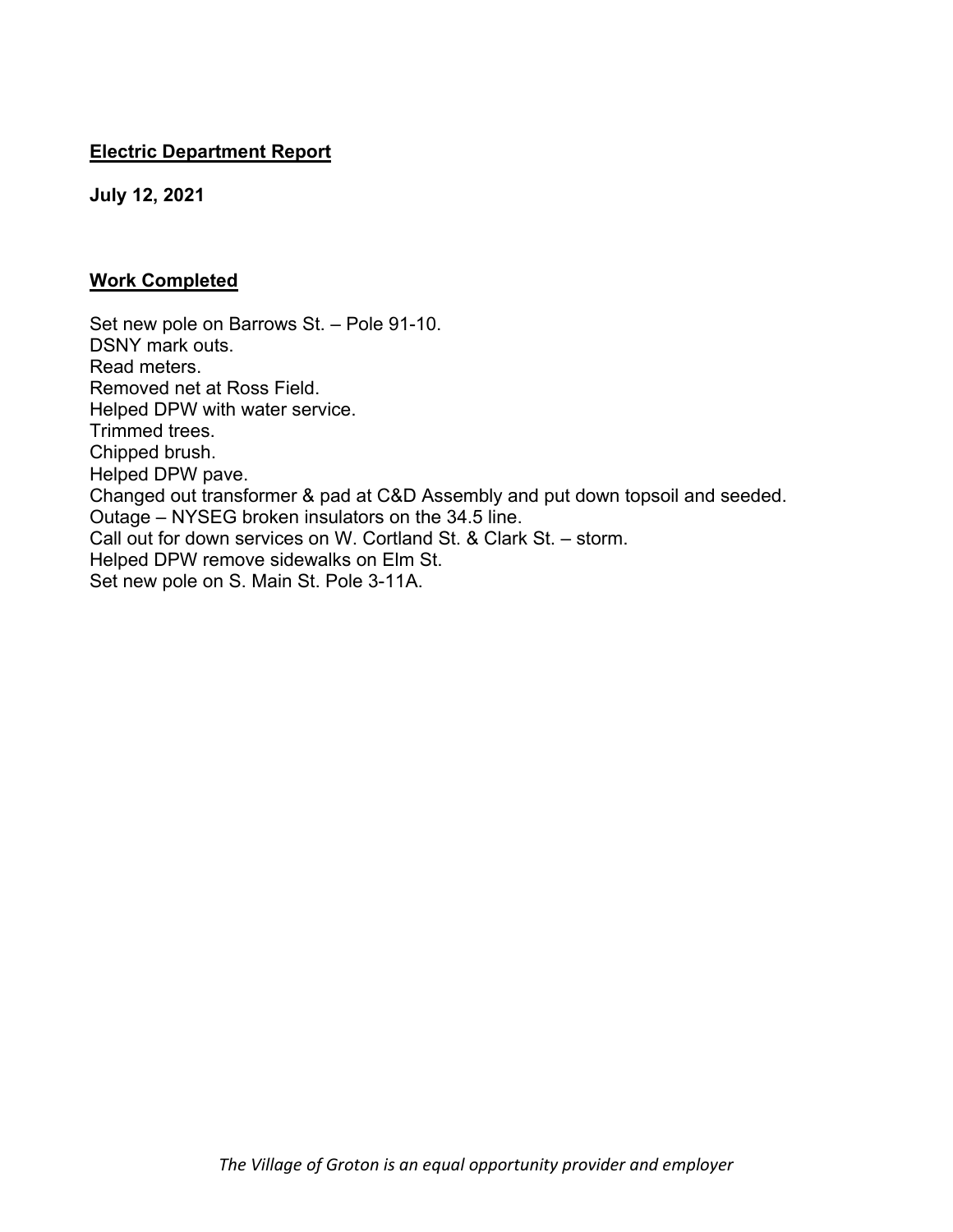**Electric Department Report**

**July 12, 2021**

**Work Completed**

Set new pole on Barrows St. – Pole 91-10.
DSNY mark outs.
Read meters.
Removed net at Ross Field.
Helped DPW with water service.
Trimmed trees.
Chipped brush.
Helped DPW pave.
Changed out transformer & pad at C&D Assembly and put down topsoil and seeded.
Outage – NYSEG broken insulators on the 34.5 line.
Call out for down services on W. Cortland St. & Clark St. – storm.
Helped DPW remove sidewalks on Elm St.
Set new pole on S. Main St. Pole 3-11A.

*The Village of Groton is an equal opportunity provider and employer*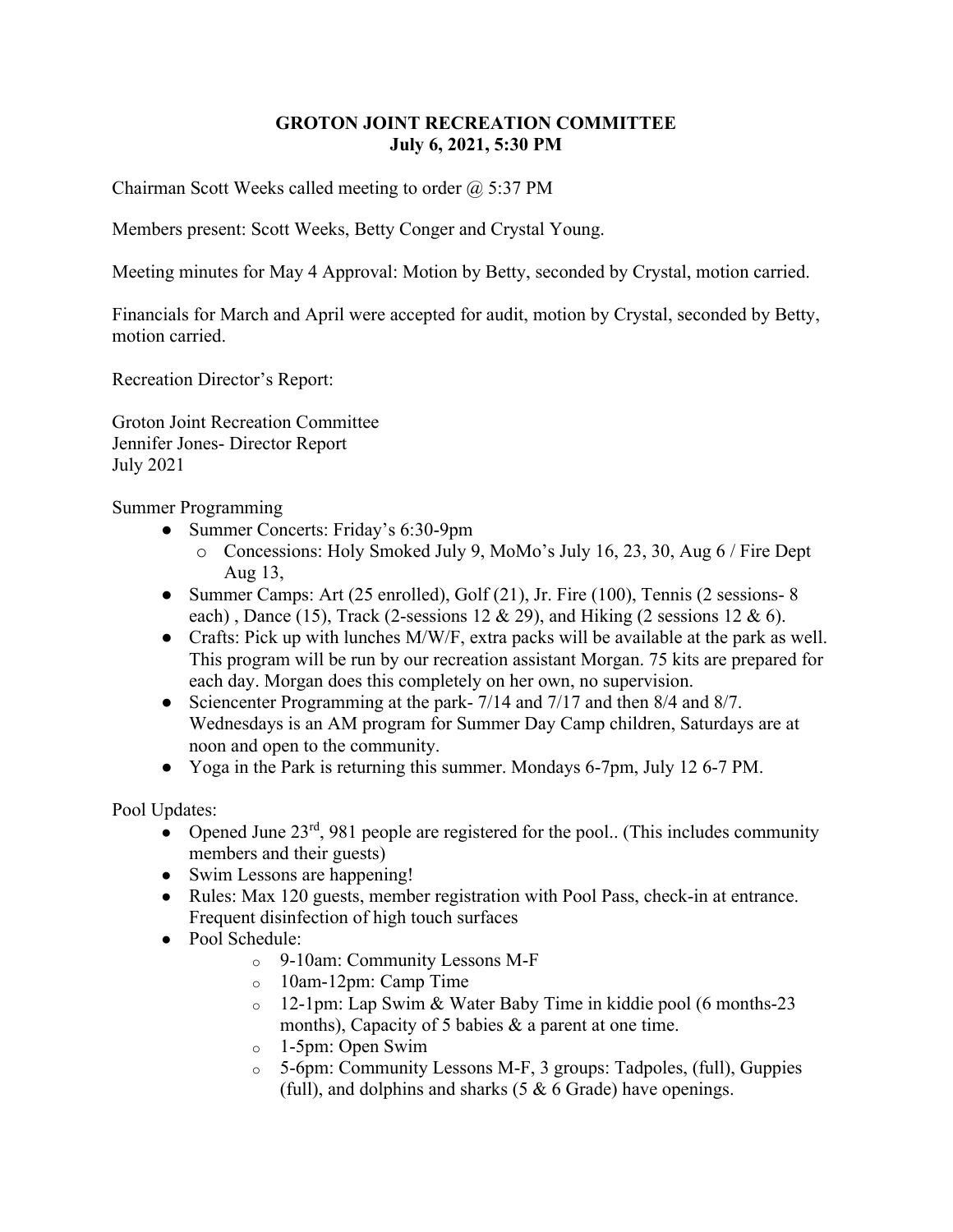# GROTON JOINT RECREATION COMMITTEE
## July 6, 2021, 5:30 PM

Chairman Scott Weeks called meeting to order @ 5:37 PM

Members present: Scott Weeks, Betty Conger and Crystal Young.

Meeting minutes for May 4 Approval: Motion by Betty, seconded by Crystal, motion carried.

Financials for March and April were accepted for audit, motion by Crystal, seconded by Betty, motion carried.

Recreation Director's Report:

Groton Joint Recreation Committee
Jennifer Jones- Director Report
July 2021

Summer Programming

- Summer Concerts: Friday's 6:30-9pm
    - Concessions: Holy Smoked July 9, MoMo's July 16, 23, 30, Aug 6 / Fire Dept Aug 13,
- Summer Camps: Art (25 enrolled), Golf (21), Jr. Fire (100), Tennis (2 sessions- 8 each) , Dance (15), Track (2-sessions 12 & 29), and Hiking (2 sessions 12 & 6).
- Crafts: Pick up with lunches M/W/F, extra packs will be available at the park as well. This program will be run by our recreation assistant Morgan. 75 kits are prepared for each day. Morgan does this completely on her own, no supervision.
- Sciencenter Programming at the park- 7/14 and 7/17 and then 8/4 and 8/7. Wednesdays is an AM program for Summer Day Camp children, Saturdays are at noon and open to the community.
- Yoga in the Park is returning this summer. Mondays 6-7pm, July 12 6-7 PM.

Pool Updates:

- Opened June 23rd, 981 people are registered for the pool.. (This includes community members and their guests)
- Swim Lessons are happening!
- Rules: Max 120 guests, member registration with Pool Pass, check-in at entrance. Frequent disinfection of high touch surfaces
- Pool Schedule:
    - 9-10am: Community Lessons M-F
    - 10am-12pm: Camp Time
    - 12-1pm: Lap Swim & Water Baby Time in kiddie pool (6 months-23 months), Capacity of 5 babies & a parent at one time.
    - 1-5pm: Open Swim
    - 5-6pm: Community Lessons M-F, 3 groups: Tadpoles, (full), Guppies (full), and dolphins and sharks (5 & 6 Grade) have openings.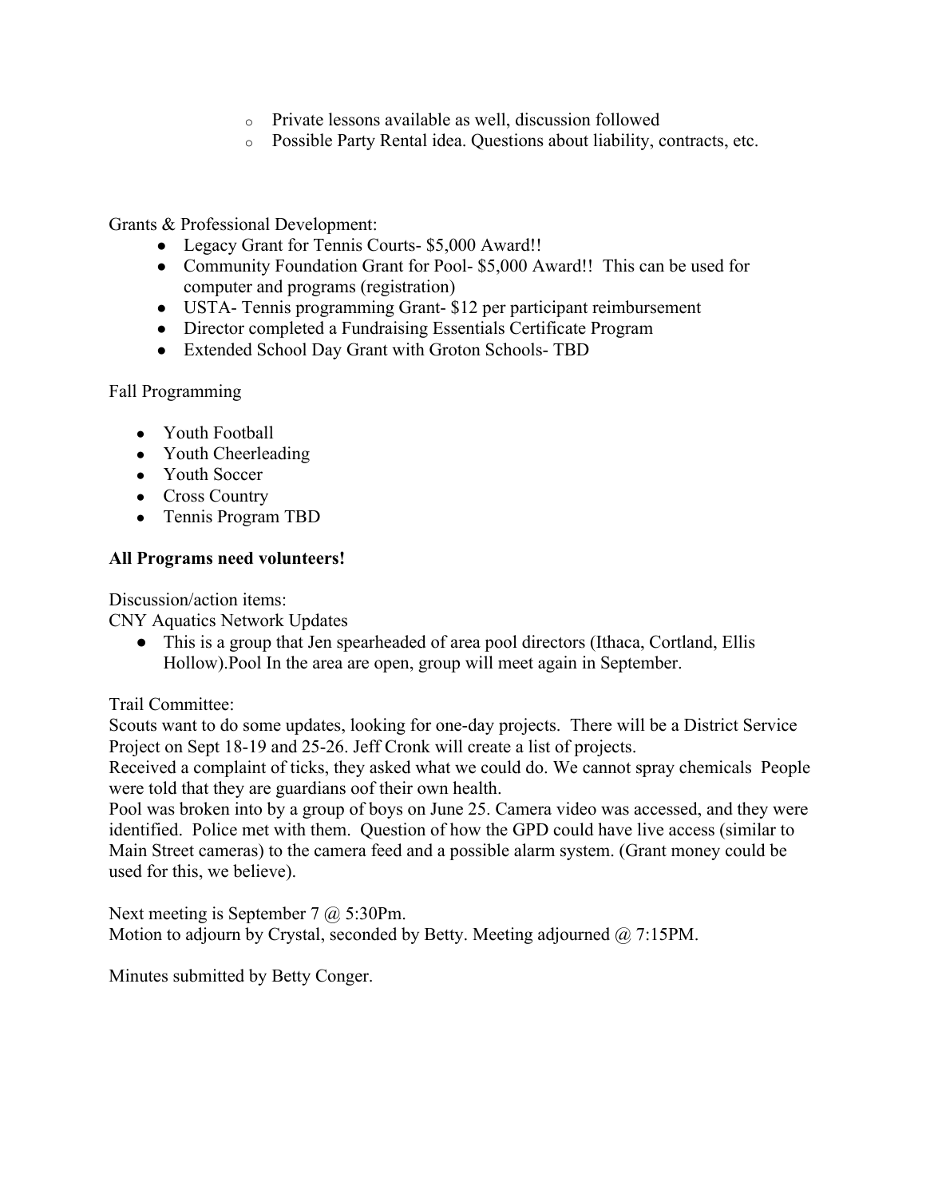- Private lessons available as well, discussion followed
- Possible Party Rental idea. Questions about liability, contracts, etc.

Grants & Professional Development:

- Legacy Grant for Tennis Courts- $5,000 Award!!
- Community Foundation Grant for Pool- $5,000 Award!! This can be used for computer and programs (registration)
- USTA- Tennis programming Grant- $12 per participant reimbursement
- Director completed a Fundraising Essentials Certificate Program
- Extended School Day Grant with Groton Schools- TBD

Fall Programming

- Youth Football
- Youth Cheerleading
- Youth Soccer
- Cross Country
- Tennis Program TBD

**All Programs need volunteers!**

Discussion/action items:
CNY Aquatics Network Updates

- This is a group that Jen spearheaded of area pool directors (Ithaca, Cortland, Ellis Hollow).Pool In the area are open, group will meet again in September.

Trail Committee:
Scouts want to do some updates, looking for one-day projects. There will be a District Service Project on Sept 18-19 and 25-26. Jeff Cronk will create a list of projects.
Received a complaint of ticks, they asked what we could do. We cannot spray chemicals People were told that they are guardians oof their own health.
Pool was broken into by a group of boys on June 25. Camera video was accessed, and they were identified. Police met with them. Question of how the GPD could have live access (similar to Main Street cameras) to the camera feed and a possible alarm system. (Grant money could be used for this, we believe).

Next meeting is September 7 @ 5:30Pm.
Motion to adjourn by Crystal, seconded by Betty. Meeting adjourned @ 7:15PM.

Minutes submitted by Betty Conger.